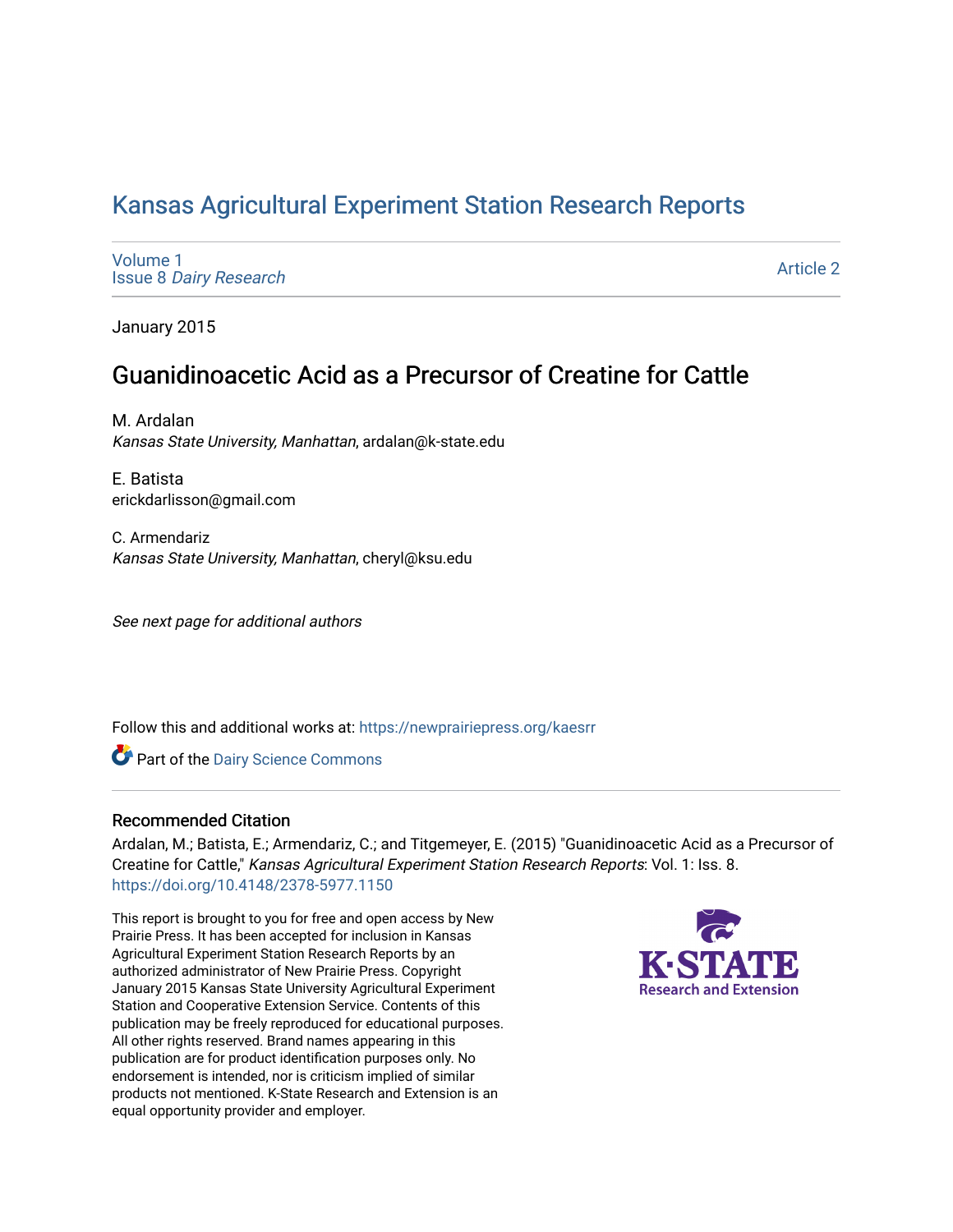# Kansas Agricultural Experiment Station Research Reports

Volume 1
Issue 8 *Dairy Research*

Article 2

January 2015

## Guanidinoacetic Acid as a Precursor of Creatine for Cattle

M. Ardalan
*Kansas State University, Manhattan*, ardalan@k-state.edu

E. Batista
erickdarlisson@gmail.com

C. Armendariz
*Kansas State University, Manhattan*, cheryl@ksu.edu

*See next page for additional authors*

Follow this and additional works at: https://newprairiepress.org/kaesrr

Part of the Dairy Science Commons

### Recommended Citation

Ardalan, M.; Batista, E.; Armendariz, C.; and Titgemeyer, E. (2015) "Guanidinoacetic Acid as a Precursor of Creatine for Cattle," *Kansas Agricultural Experiment Station Research Reports*: Vol. 1: Iss. 8. https://doi.org/10.4148/2378-5977.1150

This report is brought to you for free and open access by New Prairie Press. It has been accepted for inclusion in Kansas Agricultural Experiment Station Research Reports by an authorized administrator of New Prairie Press. Copyright January 2015 Kansas State University Agricultural Experiment Station and Cooperative Extension Service. Contents of this publication may be freely reproduced for educational purposes. All other rights reserved. Brand names appearing in this publication are for product identification purposes only. No endorsement is intended, nor is criticism implied of similar products not mentioned. K-State Research and Extension is an equal opportunity provider and employer.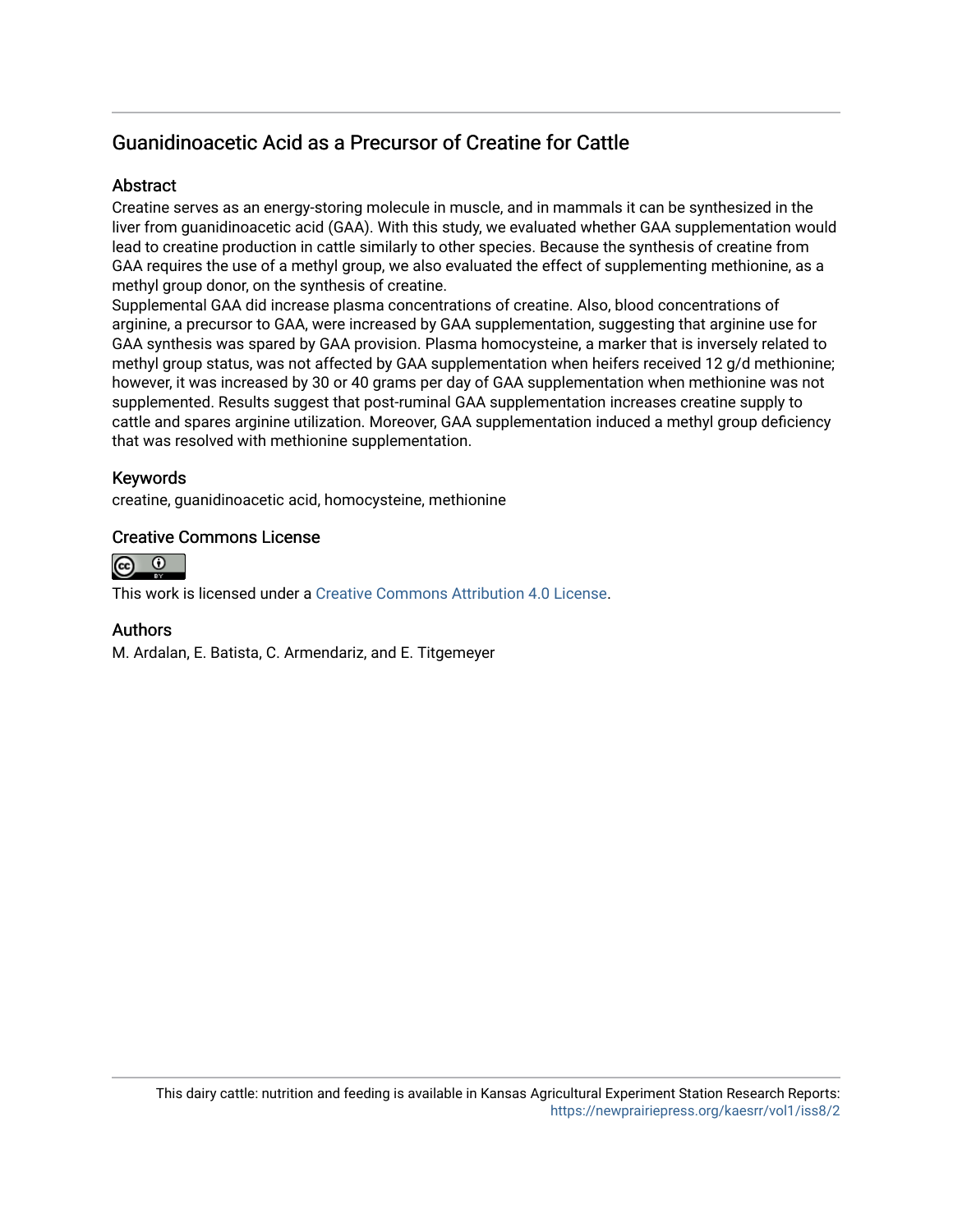## Guanidinoacetic Acid as a Precursor of Creatine for Cattle

### Abstract

Creatine serves as an energy-storing molecule in muscle, and in mammals it can be synthesized in the liver from guanidinoacetic acid (GAA). With this study, we evaluated whether GAA supplementation would lead to creatine production in cattle similarly to other species. Because the synthesis of creatine from GAA requires the use of a methyl group, we also evaluated the effect of supplementing methionine, as a methyl group donor, on the synthesis of creatine.

Supplemental GAA did increase plasma concentrations of creatine. Also, blood concentrations of arginine, a precursor to GAA, were increased by GAA supplementation, suggesting that arginine use for GAA synthesis was spared by GAA provision. Plasma homocysteine, a marker that is inversely related to methyl group status, was not affected by GAA supplementation when heifers received 12 g/d methionine; however, it was increased by 30 or 40 grams per day of GAA supplementation when methionine was not supplemented. Results suggest that post-ruminal GAA supplementation increases creatine supply to cattle and spares arginine utilization. Moreover, GAA supplementation induced a methyl group deficiency that was resolved with methionine supplementation.

### Keywords

creatine, guanidinoacetic acid, homocysteine, methionine

### Creative Commons License

This work is licensed under a Creative Commons Attribution 4.0 License.

### Authors

M. Ardalan, E. Batista, C. Armendariz, and E. Titgemeyer

This dairy cattle: nutrition and feeding is available in Kansas Agricultural Experiment Station Research Reports: https://newprairiepress.org/kaesrr/vol1/iss8/2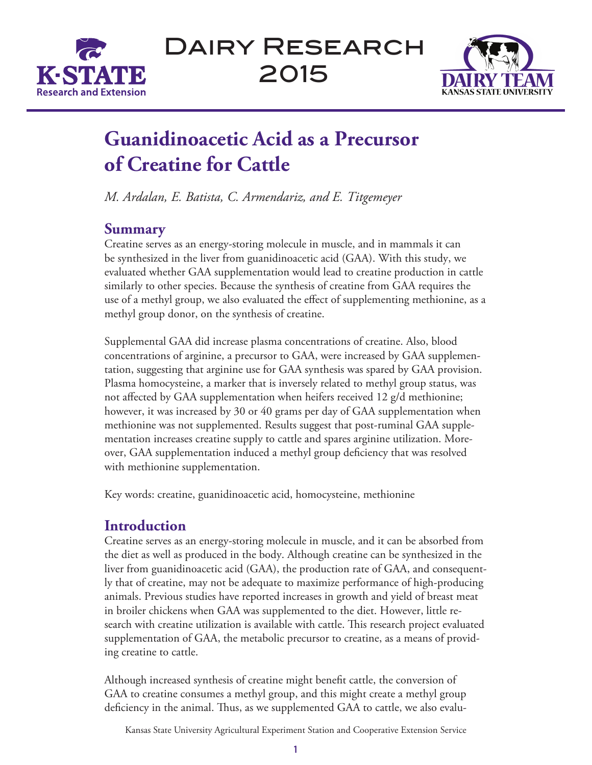# Guanidinoacetic Acid as a Precursor of Creatine for Cattle

*M. Ardalan, E. Batista, C. Armendariz, and E. Titgemeyer*

## Summary

Creatine serves as an energy-storing molecule in muscle, and in mammals it can be synthesized in the liver from guanidinoacetic acid (GAA). With this study, we evaluated whether GAA supplementation would lead to creatine production in cattle similarly to other species. Because the synthesis of creatine from GAA requires the use of a methyl group, we also evaluated the effect of supplementing methionine, as a methyl group donor, on the synthesis of creatine.

Supplemental GAA did increase plasma concentrations of creatine. Also, blood concentrations of arginine, a precursor to GAA, were increased by GAA supplementation, suggesting that arginine use for GAA synthesis was spared by GAA provision. Plasma homocysteine, a marker that is inversely related to methyl group status, was not affected by GAA supplementation when heifers received 12 g/d methionine; however, it was increased by 30 or 40 grams per day of GAA supplementation when methionine was not supplemented. Results suggest that post-ruminal GAA supplementation increases creatine supply to cattle and spares arginine utilization. Moreover, GAA supplementation induced a methyl group deficiency that was resolved with methionine supplementation.

Key words: creatine, guanidinoacetic acid, homocysteine, methionine

## Introduction

Creatine serves as an energy-storing molecule in muscle, and it can be absorbed from the diet as well as produced in the body. Although creatine can be synthesized in the liver from guanidinoacetic acid (GAA), the production rate of GAA, and consequently that of creatine, may not be adequate to maximize performance of high-producing animals. Previous studies have reported increases in growth and yield of breast meat in broiler chickens when GAA was supplemented to the diet. However, little research with creatine utilization is available with cattle. This research project evaluated supplementation of GAA, the metabolic precursor to creatine, as a means of providing creatine to cattle.

Although increased synthesis of creatine might benefit cattle, the conversion of GAA to creatine consumes a methyl group, and this might create a methyl group deficiency in the animal. Thus, as we supplemented GAA to cattle, we also evalu-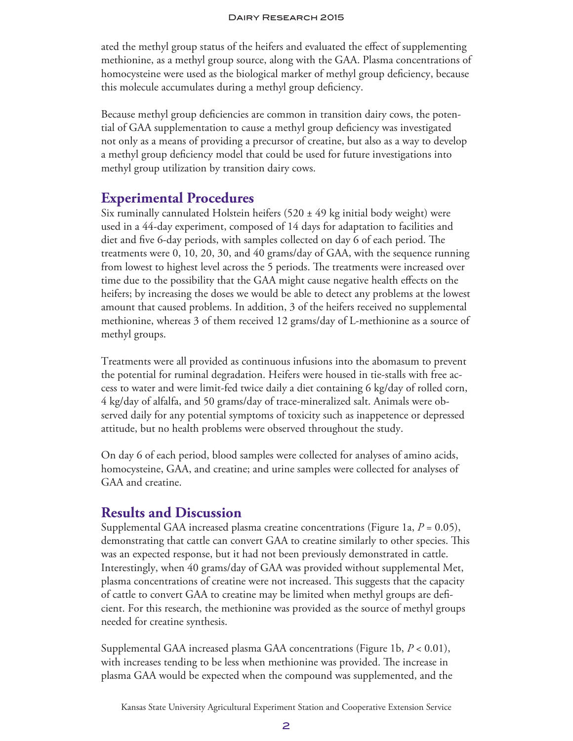ated the methyl group status of the heifers and evaluated the effect of supplementing methionine, as a methyl group source, along with the GAA. Plasma concentrations of homocysteine were used as the biological marker of methyl group deficiency, because this molecule accumulates during a methyl group deficiency.

Because methyl group deficiencies are common in transition dairy cows, the potential of GAA supplementation to cause a methyl group deficiency was investigated not only as a means of providing a precursor of creatine, but also as a way to develop a methyl group deficiency model that could be used for future investigations into methyl group utilization by transition dairy cows.

## Experimental Procedures

Six ruminally cannulated Holstein heifers (520 ± 49 kg initial body weight) were used in a 44-day experiment, composed of 14 days for adaptation to facilities and diet and five 6-day periods, with samples collected on day 6 of each period. The treatments were 0, 10, 20, 30, and 40 grams/day of GAA, with the sequence running from lowest to highest level across the 5 periods. The treatments were increased over time due to the possibility that the GAA might cause negative health effects on the heifers; by increasing the doses we would be able to detect any problems at the lowest amount that caused problems. In addition, 3 of the heifers received no supplemental methionine, whereas 3 of them received 12 grams/day of L-methionine as a source of methyl groups.

Treatments were all provided as continuous infusions into the abomasum to prevent the potential for ruminal degradation. Heifers were housed in tie-stalls with free access to water and were limit-fed twice daily a diet containing 6 kg/day of rolled corn, 4 kg/day of alfalfa, and 50 grams/day of trace-mineralized salt. Animals were observed daily for any potential symptoms of toxicity such as inappetence or depressed attitude, but no health problems were observed throughout the study.

On day 6 of each period, blood samples were collected for analyses of amino acids, homocysteine, GAA, and creatine; and urine samples were collected for analyses of GAA and creatine.

## Results and Discussion

Supplemental GAA increased plasma creatine concentrations (Figure 1a, $P = 0.05$), demonstrating that cattle can convert GAA to creatine similarly to other species. This was an expected response, but it had not been previously demonstrated in cattle. Interestingly, when 40 grams/day of GAA was provided without supplemental Met, plasma concentrations of creatine were not increased. This suggests that the capacity of cattle to convert GAA to creatine may be limited when methyl groups are deficient. For this research, the methionine was provided as the source of methyl groups needed for creatine synthesis.

Supplemental GAA increased plasma GAA concentrations (Figure 1b, $P < 0.01$), with increases tending to be less when methionine was provided. The increase in plasma GAA would be expected when the compound was supplemented, and the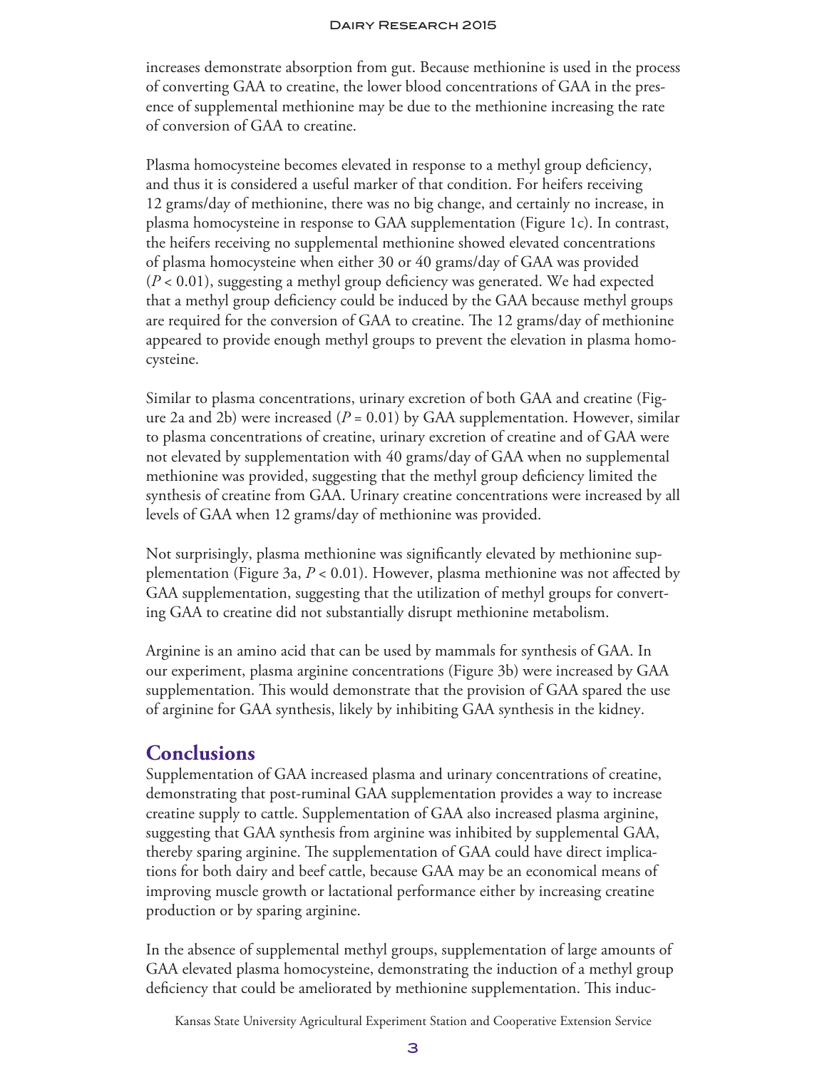increases demonstrate absorption from gut. Because methionine is used in the process of converting GAA to creatine, the lower blood concentrations of GAA in the presence of supplemental methionine may be due to the methionine increasing the rate of conversion of GAA to creatine.

Plasma homocysteine becomes elevated in response to a methyl group deficiency, and thus it is considered a useful marker of that condition. For heifers receiving 12 grams/day of methionine, there was no big change, and certainly no increase, in plasma homocysteine in response to GAA supplementation (Figure 1c). In contrast, the heifers receiving no supplemental methionine showed elevated concentrations of plasma homocysteine when either 30 or 40 grams/day of GAA was provided ($P < 0.01$), suggesting a methyl group deficiency was generated. We had expected that a methyl group deficiency could be induced by the GAA because methyl groups are required for the conversion of GAA to creatine. The 12 grams/day of methionine appeared to provide enough methyl groups to prevent the elevation in plasma homocysteine.

Similar to plasma concentrations, urinary excretion of both GAA and creatine (Figure 2a and 2b) were increased ($P = 0.01$) by GAA supplementation. However, similar to plasma concentrations of creatine, urinary excretion of creatine and of GAA were not elevated by supplementation with 40 grams/day of GAA when no supplemental methionine was provided, suggesting that the methyl group deficiency limited the synthesis of creatine from GAA. Urinary creatine concentrations were increased by all levels of GAA when 12 grams/day of methionine was provided.

Not surprisingly, plasma methionine was significantly elevated by methionine supplementation (Figure 3a, $P < 0.01$). However, plasma methionine was not affected by GAA supplementation, suggesting that the utilization of methyl groups for converting GAA to creatine did not substantially disrupt methionine metabolism.

Arginine is an amino acid that can be used by mammals for synthesis of GAA. In our experiment, plasma arginine concentrations (Figure 3b) were increased by GAA supplementation. This would demonstrate that the provision of GAA spared the use of arginine for GAA synthesis, likely by inhibiting GAA synthesis in the kidney.

## Conclusions

Supplementation of GAA increased plasma and urinary concentrations of creatine, demonstrating that post-ruminal GAA supplementation provides a way to increase creatine supply to cattle. Supplementation of GAA also increased plasma arginine, suggesting that GAA synthesis from arginine was inhibited by supplemental GAA, thereby sparing arginine. The supplementation of GAA could have direct implications for both dairy and beef cattle, because GAA may be an economical means of improving muscle growth or lactational performance either by increasing creatine production or by sparing arginine.

In the absence of supplemental methyl groups, supplementation of large amounts of GAA elevated plasma homocysteine, demonstrating the induction of a methyl group deficiency that could be ameliorated by methionine supplementation. This induc-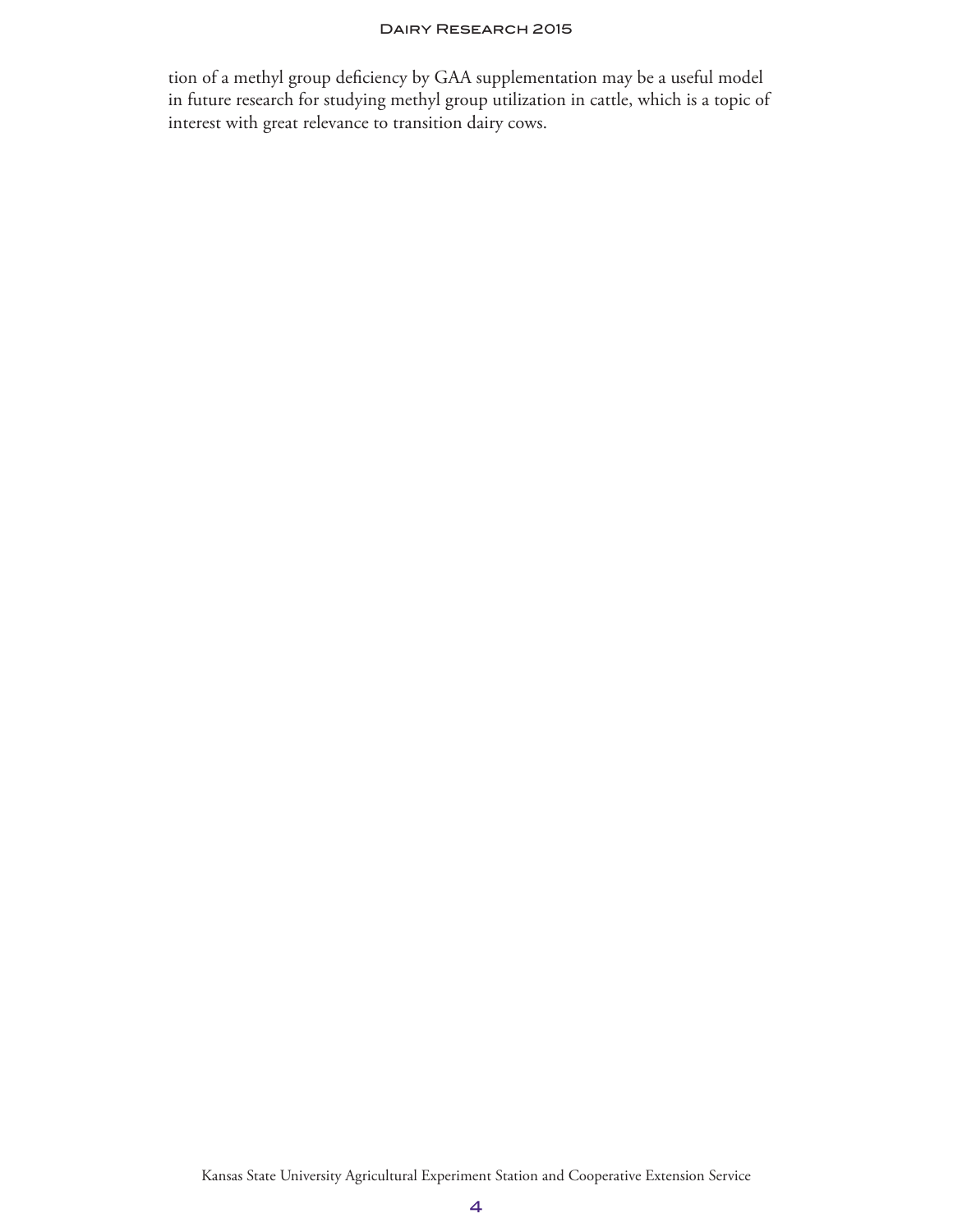tion of a methyl group deficiency by GAA supplementation may be a useful model in future research for studying methyl group utilization in cattle, which is a topic of interest with great relevance to transition dairy cows.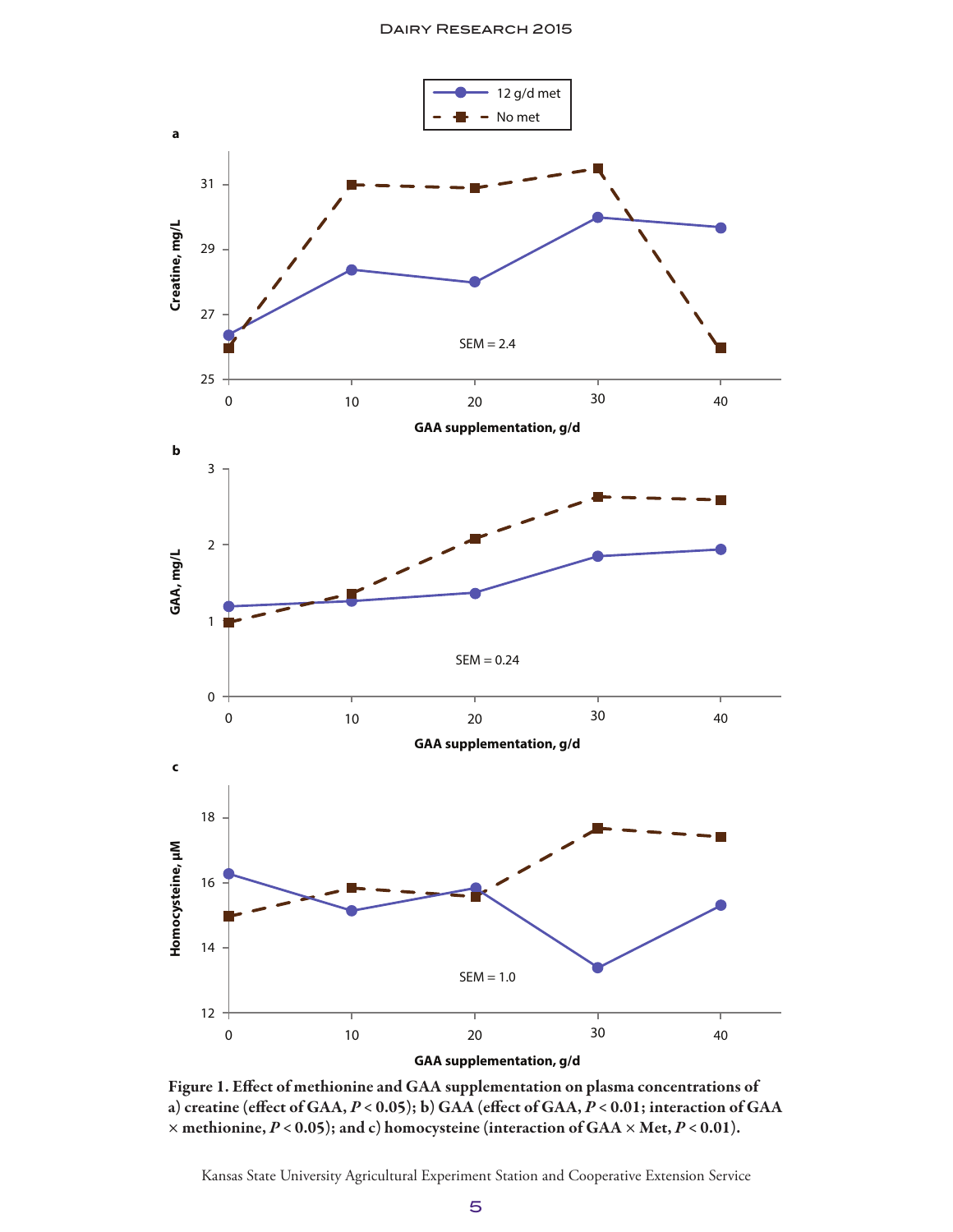**Figure 1. Effect of methionine and GAA supplementation on plasma concentrations of a) creatine (effect of GAA, $P < 0.05$); b) GAA (effect of GAA, $P < 0.01$; interaction of GAA × methionine, $P < 0.05$); and c) homocysteine (interaction of GAA × Met, $P < 0.01$).**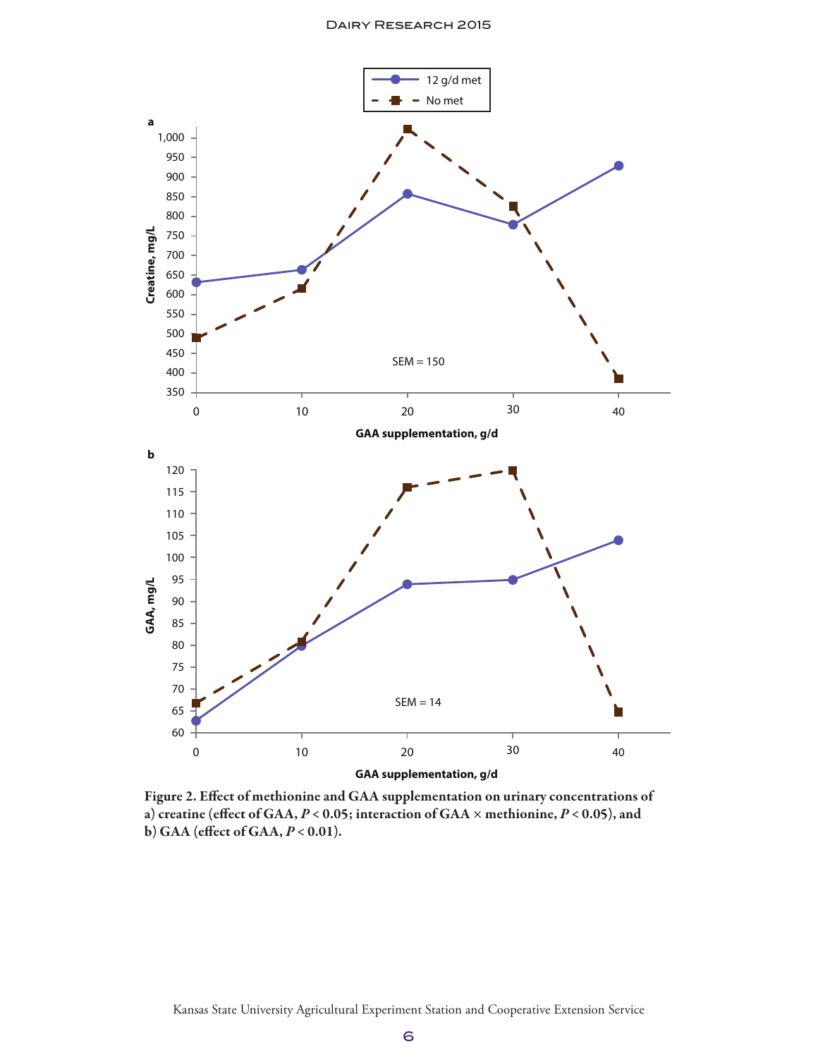Figure 2. Effect of methionine and GAA supplementation on urinary concentrations of a) creatine (effect of GAA, $P < 0.05$; interaction of GAA × methionine, $P < 0.05$), and b) GAA (effect of GAA, $P < 0.01$).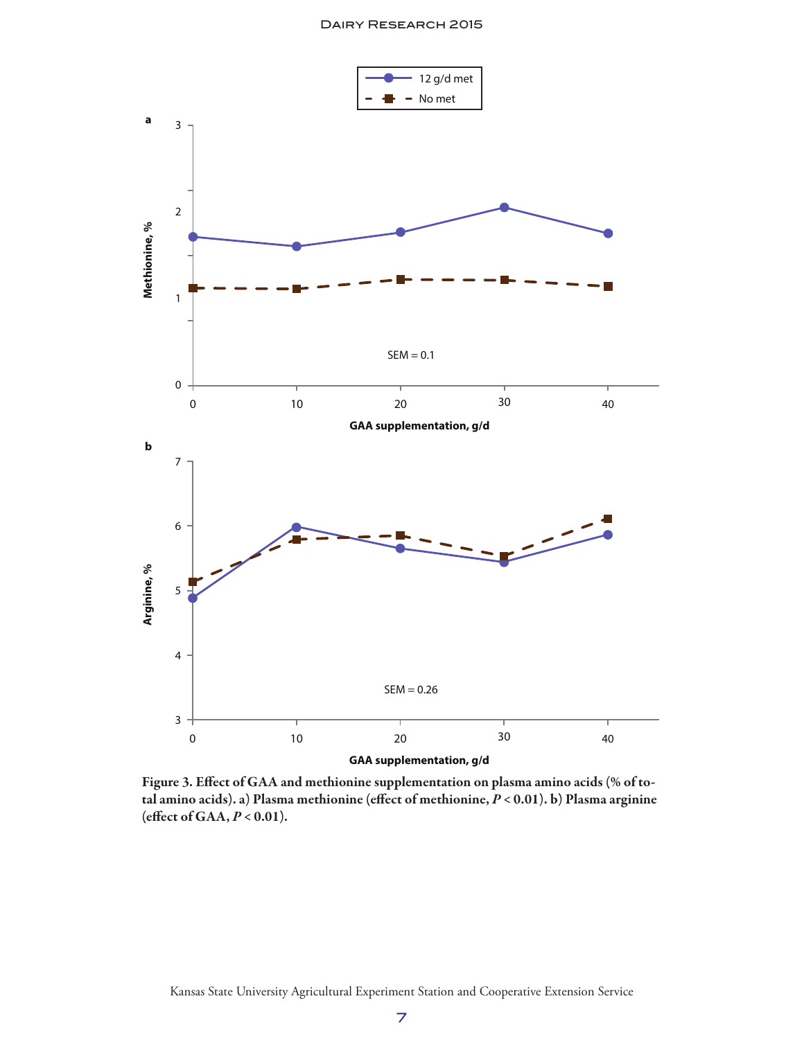12 g/d met
No met

a

3
2
1
0

Methionine, %

SEM = 0.1

0 10 20 30 40

GAA supplementation, g/d

b

7
6
5
4
3

Arginine, %

SEM = 0.26

0 10 20 30 40

GAA supplementation, g/d

**Figure 3. Effect of GAA and methionine supplementation on plasma amino acids (% of total amino acids). a) Plasma methionine (effect of methionine, $P < 0.01$). b) Plasma arginine (effect of GAA, $P < 0.01$).**